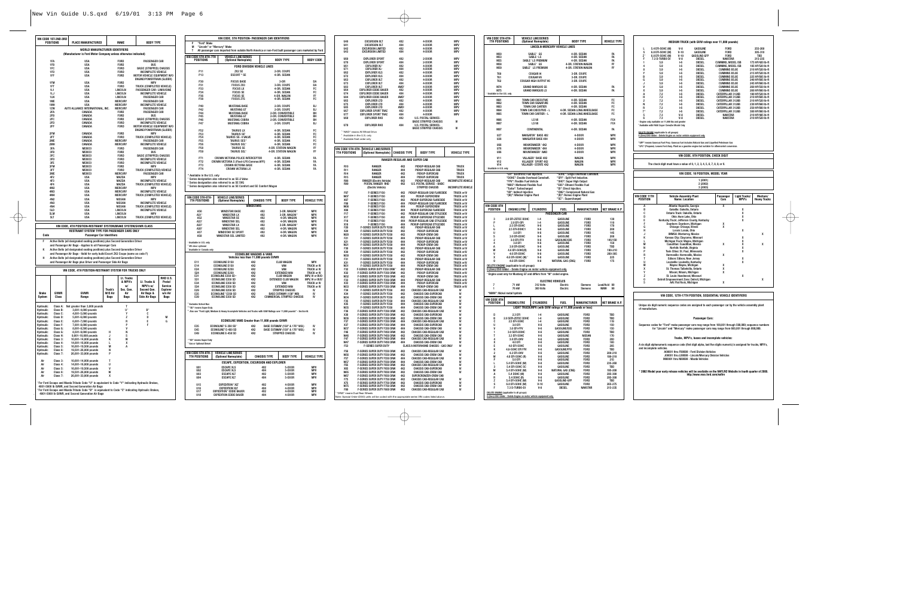## WORLD MANUFACTURER IDENTIFIERS

(Manufacturer is Ford Motor Company unless otherwise indicated)

| VIN CODE 1ST-2ND-3RD POSITIONS | PLACE MANUFACTURED | MAKE | BODY TYPE |
|---|---|---|---|
| 1FA | USA | FORD | PASSENGER CAR |
| 1FB | USA | FORD | BUS |
| 1FC | USA | FORD | BASIC (STRIPPED) CHASSIS |
| 1FD | USA | FORD | INCOMPLETE VEHICLE |
| 1FF | USA | FORD | MOTOR VEHICLE EQUIPMENT W/O ENGINE/POWERTRAIN (GLIDER) |
| 1FM | USA | FORD | MPV |
| 1FT | USA | FORD | TRUCK (COMPLETED VEHICLE) |
| 1L1 | USA | LINCOLN | PASSENGER CAR- LIMOUSINE |
| 1LJ | USA | LINCOLN | INCOMPLETE VEHICLE |
| 1LN | USA | LINCOLN | PASSENGER CAR |
| 1ME | USA | MERCURY | PASSENGER CAR |
| 1MH | USA | MERCURY | INCOMPLETE VEHICLE |
| 1ZW | AUTO ALLIANCE INTERNATIONAL, INC. | MERCURY | PASSENGER CAR |
| 2FA | CANADA | FORD | PASSENGER CAR |
| 2FB | CANADA | FORD | BUS |
| 2FC | CANADA | FORD | BASIC (STRIPPED) CHASSIS |
| 2FD | CANADA | FORD | INCOMPLETE VEHICLE |
| 2FF | CANADA | FORD | MOTOR VEHICLE EQUIPMENT W/O ENGINE/POWERTRAIN (GLIDER) |
| 2FM | CANADA | FORD | MPV |
| 2FT | CANADA | FORD | TRUCK (COMPLETED VEHICLE) |
| 2ME | CANADA | MERCURY | PASSENGER CAR |
| 2MH | CANADA | MERCURY | INCOMPLETE VEHICLE |
| 3FA | MEXICO | FORD | PASSENGER CAR |
| 3FB | MEXICO | FORD | BUS |
| 3FC | MEXICO | FORD | BASIC (STRIPPED) CHASSIS |
| 3FD | MEXICO | FORD | INCOMPLETE VEHICLE |
| 3FE | MEXICO | FORD | INCOMPLETE VEHICLE |
| 3FM | MEXICO | FORD | MPV |
| 3FT | MEXICO | FORD | TRUCK (COMPLETED VEHICLE) |
| 3ME | MEXICO | MERCURY | PASSENGER CAR |
| 4F2 | USA | MAZDA | MPV |
| 4F3 | USA | MAZDA | INCOMPLETE VEHICLE |
| 4F4 | USA | MAZDA | TRUCK (COMPLETED VEHICLE) |
| 4M2 | USA | MERCURY | MPV |
| 4M3 | USA | MERCURY | INCOMPLETE VEHICLE |
| 4M4 | USA | MERCURY | TRUCK (COMPLETED VEHICLE) |
| 4N2 | USA | NISSAN | MPV |
| 4N3 | USA | NISSAN | INCOMPLETE VEHICLE |
| 4N4 | USA | NISSAN | TRUCK (COMPLETED VEHICLE) |
| 5LD | USA | LINCOLN | INCOMPLETE VEHICLE |
| 5LM | USA | LINCOLN | MPV |
| 5LT | USA | LINCOLN | TRUCK (COMPLETED VEHICLE) |

## VIN CODE, 4TH POSITION-RESTRAINT SYSTEM/PASSENGER SYSTEM/GVWR CLASS

### RESTRAINT SYSTEM TYPE FOR PASSENGER CARS ONLY

| Code | Passenger Car Identifiers |
|---|---|
| F | Active Belts (all designated seating positions) plus Second Generation Driver and Passenger Air Bags - Applies to all Passenger Cars |
| K | Active Belts (all designated seating positions) plus Second Generation Driver and Passenger Air Bags - Valid for early build Escort ZX2 Coupe (same as code F) |
| H | Active Belts (all designated seating positions) plus Second Generation Driver and Passenger Air Bags plus Driver and Passenger Side Air Bags |

## VIN CODE, 4TH POSITION-RESTRAINT SYSTEM FOR TRUCKS ONLY

| Brake System | GVWR Class | GVWR Range | Truck's W/O Air Bags | Lt. Trucks & MPV's w/ Sec. Gen. Air Bags | Lt. Trucks & MPV's w/ Second Gen. Air Bags & Side Air Bags | RHD U.S. Postal Service Explorer w/o Air Bags |
|---|---|---|---|---|---|---|
| Hydraulic | Class A: | Not greater than 3,000 pounds | | T | | |
| Hydraulic | Class B: | 3,001-4,000 pounds | | U* | B* | |
| Hydraulic | Class C: | 4,001-5,000 pounds | | Y | C | |
| Hydraulic | Class D: | 5,001-6,000 pounds | | Z | D | M |
| Hydraulic | Class E: | 6,001-7,000 pounds | | R | E | G |
| Hydraulic | Class F: | 7,001-8,000 pounds | | P | F | |
| Hydraulic | Class G: | 8,001-9,000 pounds | H | N | | |
| Hydraulic | Class H: | 9,001-10,000 pounds | J | S | | |
| Hydraulic | Class 3: | 10,001-14,000 pounds | K | W | | |
| Hydraulic | Class 4: | 14,001-16,000 pounds | L | X | | |
| Hydraulic | Class 5: | 16,001-19,500 pounds | M | A | | |
| Hydraulic | Class 6: | 19,501-26,000 pounds | N | | | |
| Hydraulic | Class 7: | 26,001-33,000 pounds | P | | | |
| Air | Class 3: | 10,001-14,000 pounds | T | | | |
| Air | Class 4: | 14,001-16,000 pounds | U | | | |
| Air | Class 5: | 16,001-19,500 pounds | V | | | |
| Air | Class 6: | 19,501-26,000 pounds | W | | | |
| Air | Class 7: | 26,001-33,000 pounds | X | | | |

* For Ford Escape and Mazda Tribute Code "U" is equivalent to Code "Y" indicating Hydraulic Brakes, 4001-5000 lb GVWR, and Second Generation Air Bags
* For Ford Escape and Mazda Tribute Code "B" is equivalent to Code "C" indicating Hydraulic Brakes, 4001-5000 lb GVWR, and Second Generation Air Bags

## VIN CODE, 5TH POSITION- PASSENGER CAR IDENTIFIERS

F "Ford" Make
M "Lincoln" or "Mercury" Make
T All passenger cars imported from outside North America or non-Ford built passenger cars marketed by Ford

| VIN CODE 5TH-6TH-7TH POSITIONS | VEHICLE LINE/SERIES (Optional Nameplate) | BODY TYPE | BODY CODE |
|---|---|---|---|
| | **FORD DIVISION VEHICLE LINES** | | |
| P11 | ZX2 SE | 2-DR. COUPE | |
| P13 | ESCORT* SE | 4-DR. SEDAN | |
| P30 | FOCUS BASE | 3-DR | DA |
| P31 | FOCUS ZX3 | 3-DR. COUPE | DA |
| P33 | FOCUS LX | 4-DR. SEDAN | FC |
| P34 | FOCUS SE | 4-DR. SEDAN | FC |
| P36 | FOCUS SE | 4-DR. WAGON | FF |
| P38 | FOCUS ZTS | 4-DR. SEDAN | FC |
| P40 | MUSTANG BASE | 2-DR. COUPE | BJ |
| P42 | MUSTANG GT | 2-DR. COUPE | BJ |
| P44 | MUSTANG BASE | 2-DR. CONVERTIBLE | BH |
| P45 | MUSTANG GT | 2-DR. CONVERTIBLE | BH |
| P46 | MUSTANG COBRA | 2-DR. CONVERTIBLE | BH |
| P47 | MUSTANG COBRA | 2-DR. COUPE | BJ |
| P52 | TAURUS LX | 4-DR. SEDAN | FC |
| P53 | TAURUS SE* | 4-DR. SEDAN | FC |
| P54 | TAURUS SE- 4 VALVE | 4-DR. SEDAN | FC |
| P55 | TAURUS SES* | 4-DR. SEDAN | FC |
| P56 | TAURUS SEL* | 4-DR. SEDAN | FC |
| P58 | TAURUS SE | 4-DR. STATION WAGON | FF |
| P59 | TAURUS SEL* | 4-DR. STATION WAGON | FF |
| P71 | CROWN VICTORIA POLICE INTERCEPTOR | 4-DR. SEDAN | FA |
| P72 | CROWN VICTORIA S (Fleet-LPO/Commercial) | 4-DR. SEDAN | FA |
| P73 | CROWN VICTORIA BASE | 4-DR. SEDAN | FA |
| P74 | CROWN VICTORIA LX | 4-DR. SEDAN | FA |

* Available in the U.S. only
* Series designation also referred to as SE-2 Valve
* Series designation also referred to as SE SHL
* Series designation also referred to as SE Comfort and SE Comfort Wagon

| VIN CODE 5TH-6TH-7TH POSITIONS | VEHICLE LINE/SERIES (Optional Nameplate) | CHASSIS TYPE | BODY TYPE | VEHICLE TYPE |
|---|---|---|---|---|
| | **WINDSTARS** | | | |
| A50 | WINDSTAR BASE | 4X2 | 3-DR. WAGON* | MPV |
| A51 | WINDSTAR LX | 4X2 | 3-DR. WAGON* | MPV |
| A52 | WINDSTAR SE | 4X2 | 4-DR. WAGON | MPV |
| A53 | WINDSTAR SEL | 4X2 | 4-DR. WAGON | MPV |
| A57 | WINDSTAR LX | 4X2 | 4-DR. WAGON | MPV |
| A58 | WINDSTAR SEL | 4X2 | 4-DR. WAGON | MPV |
| A55 | WINDSTAR SE SPORT | 4X2 | 4-DR. WAGON | MPV |
| A56 | WINDSTAR SEL LIMITED | 4X2 | 4-DR. WAGON | MPV |

* Available in U.S. only
* 4th door optional
* Available in Canada only

| VIN CODE 5TH-6TH-7TH POSITIONS | VEHICLE LINE/SERIES (Optional Nameplate) | CHASSIS TYPE | BODY TYPE | VEHICLE TYPE |
|---|---|---|---|---|
| | **ECONOLINE WAGONS & VANS** Vehicles less than 11,000 pounds GVWR | | | |
| E11 | ECONOLINE E150 | 4X2 | CLUB WAGON | MPV |
| E14 | ECONOLINE E150 | 4X2 | VAN | TRUCK or IV |
| E24 | ECONOLINE E250 | 4X2 | VAN | TRUCK or IV |
| S24 | ECONOLINE E250 | 4X2 | EXTENDED VAN | TRUCK or IV |
| E31 | ECONOLINE E350 SD | 4X2 | CLUB WAGON | MPV, IV or BUS* |
| S31 | ECONOLINE E350 SD | 4X2 | EXTENDED CLUB WAGON | MPV, IV or BUS* |
| E34 | ECONOLINE E350 SD | 4X2 | VAN | TRUCK or IV |
| S34 | ECONOLINE E350 SD | 4X2 | EXTENDED VAN | TRUCK or IV |
| E37 | ECONOLINE E350 SD | 4X2 | STRIPPED CHASSIS | IV |
| E35 | ECONOLINE* E350 SD | 4X2 | BASE CUTAWAY (138" WB) | IV |
| E39 | ECONOLINE E350 SD | 4X2 | COMMERCIAL STRIPPED CHASSIS | IV |

* Excludes School Bus
* "SD" means Super Duty
* Also see "Ford Light, Medium & Heavy Incomplete Vehicles and Trucks with GVW Ratings over 11,000 pounds" - Section III.

| VIN CODE 5TH-6TH-7TH POSITIONS | VEHICLE LINE/SERIES (Optional Nameplate) | CHASSIS TYPE | BODY TYPE | VEHICLE TYPE |
|---|---|---|---|---|
| | **ECONOLINE VANS Greater than 11,000 pounds GVWR** | | | |
| E35 | ECONOLINE* E-350 SD | 4X2 | BASE CUTAWAY (158" & 176" W.B.) | IV |
| E45 | ECONOLINE* E-450 SD | 4X2 | BASE CUTAWAY (158" & 176" W.B.) | IV |
| E49 | ECONOLINE E-450 SD | 4X2 | STRIPPED CHASSIS | IV |

* "SD" means Super Duty
* Gas or Optional Diesel

| VIN CODE 5TH-6TH-7TH POSITIONS | VEHICLE LINE/SERIES (Optional Nameplate) | CHASSIS TYPE | BODY TYPE | VEHICLE TYPE |
|---|---|---|---|---|
| | **ESCAPE, EXPEDITION, EXCURSION AND EXPLORER** | | | |
| U01 | ESCAPE XLS | 4X2 | 5-DOOR | MPV |
| U02 | ESCAPE XLS | 4X4 | 5-DOOR | MPV |
| U03 | ESCAPE XLT | 4X2 | 5-DOOR | MPV |
| U04 | ESCAPE XLT | 4X4 | 5-DOOR | MPV |
| U15 | EXPEDITION XLT | 4X2 | 4-DOOR | MPV |
| U16 | EXPEDITION XLT | 4X4 | 4-DOOR | MPV |
| U17 | EXPEDITION EDDIE BAUER | 4X2 | 4-DOOR | MPV |
| U18 | EXPEDITION EDDIE BAUER | 4X4 | 4-DOOR | MPV |
| U40 | EXCURSION XLT | 4X2 | 4-DOOR | MPV |
| U41 | EXCURSION XLT | 4X4 | 4-DOOR | MPV |
| U42 | EXCURSION LIMITED | 4X2 | 4-DOOR | MPV |
| U43 | EXCURSION LIMITED | 4X4 | 4-DOOR | MPV |
| U60 | EXPLORER SPORT | 4X2 | 2-DOOR | MPV |
| U70 | EXPLORER SPORT | 4X4 | 2-DOOR | MPV |
| U61 | EXPLORER XL* | 4X2 | 4-DOOR | MPV |
| U71 | EXPLORER XL* | 4X4 | 4-DOOR | MPV |
| U62 | EXPLORER XLS | 4X2 | 4-DOOR | MPV |
| U72 | EXPLORER XLS | 4X4 | 4-DOOR | MPV |
| U63 | EXPLORER XLT | 4X2 | 4-DOOR | MPV |
| U73 | EXPLORER XLT | 4X4 | 4-DOOR | MPV |
| U83 | EXPLORER XLT AWD* | AWD | 4-DOOR | MPV |
| U64 | EXPLORER EDDIE BAUER | 4X2 | 4-DOOR | MPV |
| U74 | EXPLORER EDDIE BAUER | 4X4 | 4-DOOR | MPV |
| U84 | EXPLORER EDDIE BAUER AWD* | AWD | 4-DOOR | MPV |
| U65 | EXPLORER LTD | 4X2 | 4-DOOR | MPV |
| U75 | EXPLORER LTD | 4X4 | 4-DOOR | MPV |
| U85 | EXPLORER LTD | AWD | 4-DOOR | MPV |
| U67 | EXPLORER SPORT TRAC | 4X2 | 4-DOOR | MPV |
| U77 | EXPLORER SPORT TRAC | 4X4 | 4-DOOR | MPV |
| U68 | EXPLORER RHD | 4X2 | U.S. POSTAL SERVICE- BASIC STRIPPED CHASSIS | IV |
| U78 | EXPLORER RHD | 4X4 | U.S. POSTAL SERVICE- BASIC STRIPPED CHASSIS | IV |

* "AWD" means All Wheel Drive
* Available in the U.S. only
* Available fleet order only

| VIN CODE 5TH-6TH-7TH POSITIONS | VEHICLE LINE/SERIES (Optional Nameplate) | CHASSIS TYPE | BODY TYPE | VEHICLE TYPE |
|---|---|---|---|---|
| | **RANGER-REGULAR AND SUPER CAB** | | | |
| R10 | RANGER | 4X2 | PICKUP-REGULAR CAB | TRUCK |
| R11 | RANGER | 4X4 | PICKUP-REGULAR CAB | TRUCK |
| R14 | RANGER | 4X2 | PICKUP-SUPERCAB | TRUCK |
| R15 | RANGER | 4X4 | PICKUP-SUPERCAB | TRUCK |
| R66 | RANGER (Electric Vehicle) | 4X2 | PICKUP-REGULAR CAB | INCOMPLETE VEHICLE |
| R80 | POSTAL RANGER RHD (Electric Vehicle) | 4X2 | U.S. POSTAL SERVICE - BASIC STRIPPED CHASSIS | INCOMPLETE VEHICLE |
| F07 | F-SERIES F150 | 4X2 | PICKUP-REGULAR CAB FLARESIDE | TRUCK or IV |
| W07 | F-SERIES F150 | 4X2 | PICKUP-SUPERCREW | TRUCK or IV |
| X07 | F-SERIES F150 | 4X2 | PICKUP-SUPERCAB FLARESIDE | TRUCK or IV |
| F08 | F-SERIES F150 | 4X4 | PICKUP-REGULAR CAB FLARESIDE | TRUCK or IV |
| W08 | F-SERIES F150 | 4X4 | PICKUP-SUPERCREW | TRUCK or IV |
| X08 | F-SERIES F150 | 4X4 | PICKUP-SUPERCAB FLARESIDE | TRUCK or IV |
| F17 | F-SERIES F150 | 4X2 | PICKUP-REGULAR CAB STYLESIDE | TRUCK or IV |
| X17 | F-SERIES F150 | 4X2 | PICKUP-SUPERCAB STYLESIDE | TRUCK or IV |
| F18 | F-SERIES F150 | 4X4 | PICKUP-REGULAR CAB STYLESIDE | TRUCK or IV |
| X18 | F-SERIES F150 | 4X4 | PICKUP-SUPERCAB STYLESIDE | TRUCK or IV |
| F20 | F-SERIES SUPER DUTY F250 | 4X2 | PICKUP-REGULAR CAB | TRUCK or IV |
| X20 | F-SERIES SUPER DUTY F250 | 4X2 | PICKUP-SUPERCAB | TRUCK or IV |
| W20 | F-SERIES SUPER DUTY F250 | 4X2 | PICKUP-CREW CAB | TRUCK or IV |
| F21 | F-SERIES SUPER DUTY F250 | 4X4 | PICKUP-REGULAR CAB | TRUCK or IV |
| X21 | F-SERIES SUPER DUTY F250 | 4X4 | PICKUP-SUPERCAB | TRUCK or IV |
| W21 | F-SERIES SUPER DUTY F250 | 4X4 | PICKUP-CREW CAB | TRUCK or IV |
| F30 | F-SERIES SUPER DUTY F350 | 4X2 | PICKUP-REGULAR CAB | TRUCK or IV |
| X30 | F-SERIES SUPER DUTY F350 | 4X2 | PICKUP-SUPERCAB | TRUCK or IV |
| W30 | F-SERIES SUPER DUTY F350 | 4X2 | PICKUP-CREW CAB | TRUCK or IV |
| F31 | F-SERIES SUPER DUTY F350 | 4X4 | PICKUP-REGULAR CAB | TRUCK or IV |
| X31 | F-SERIES SUPER DUTY F350 | 4X4 | PICKUP-SUPERCAB | TRUCK or IV |
| W31 | F-SERIES SUPER DUTY F350 | 4X4 | PICKUP-CREW CAB | TRUCK or IV |
| F32 | F-SERIES SUPER DUTY F350 DRW | 4X2 | PICKUP-REGULAR CAB | TRUCK or IV |
| X32 | F-SERIES SUPER DUTY F350 DRW | 4X2 | PICKUP-SUPERCAB | TRUCK or IV |
| W32 | F-SERIES SUPER DUTY F350 DRW | 4X2 | PICKUP-CREW CAB | TRUCK or IV |
| F33 | F-SERIES SUPER DUTY F350 DRW | 4X4 | PICKUP-REGULAR CAB | TRUCK or IV |
| X33 | F-SERIES SUPER DUTY F350 DRW | 4X4 | PICKUP-SUPERCAB | TRUCK or IV |
| W33 | F-SERIES SUPER DUTY F350 DRW | 4X4 | PICKUP-CREW CAB | TRUCK or IV |
| F34 | F-SERIES SUPER DUTY F350 | 4X2 | CHASSIS CAB-REGULAR CAB | IV |
| X34 | F-SERIES SUPER DUTY F350 | 4X2 | CHASSIS CAB-SUPERCAB | IV |
| W34 | F-SERIES SUPER DUTY F350 | 4X2 | CHASSIS CAB-CREW CAB | IV |
| F35 | F-SERIES SUPER DUTY F350 | 4X4 | CHASSIS CAB-REGULAR CAB | IV |
| X35 | F-SERIES SUPER DUTY F350 | 4X4 | CHASSIS CAB-SUPERCAB | IV |
| W35 | F-SERIES SUPER DUTY F350 | 4X4 | CHASSIS CAB-CREW CAB | IV |
| F36 | F-SERIES SUPER DUTY F350 DRW | 4X2 | CHASSIS CAB-REGULAR CAB | IV |
| X36 | F-SERIES SUPER DUTY F350 DRW | 4X2 | CHASSIS CAB-SUPERCAB | IV |
| W36 | F-SERIES SUPER DUTY F350 DRW | 4X2 | CHASSIS CAB-CREW CAB | IV |
| F37 | F-SERIES SUPER DUTY F350 DRW | 4X4 | CHASSIS CAB-REGULAR CAB | IV |
| X37 | F-SERIES SUPER DUTY F350 DRW | 4X4 | CHASSIS CAB-SUPERCAB | IV |
| W37 | F-SERIES SUPER DUTY F350 DRW | 4X4 | CHASSIS CAB-CREW CAB | IV |
| F46 | F-SERIES SUPER DUTY F450 DRW | 4X2 | CHASSIS CAB-REGULAR CAB | IV |
| X46 | F-SERIES SUPER DUTY F450 DRW | 4X2 | CHASSIS CAB-SUPERCAB | IV |
| W46 | F-SERIES SUPER DUTY F450 DRW | 4X2 | CHASSIS CAB-CREW CAB | IV |
| F47 | F-SERIES SUPER DUTY F450 DRW | 4X4 | CHASSIS CAB-REGULAR CAB | IV |
| W47 | F-SERIES SUPER DUTY F450 DRW | 4X4 | CHASSIS CAB-CREW CAB | IV |
| F53 | F-SERIES SUPER DUTY | | CLASS A MOTORHOME CHASSIS - GAS ONLY | IV |
| F56 | F-SERIES SUPER DUTY F550 DRW | 4X2 | CHASSIS CAB-REGULAR CAB | IV |
| W56 | F-SERIES SUPER DUTY F550 DRW | 4X2 | CHASSIS CAB-CREW CAB | IV |
| F57 | F-SERIES SUPER DUTY F550 DRW | 4X4 | CHASSIS CAB-REGULAR CAB | IV |
| W57 | F-SERIES SUPER DUTY F550 DRW | 4X4 | CHASSIS CAB-CREW CAB | IV |
| X56 | F-SERIES SUPER DUTY F550 DRW | 4X2 | CHASSIS CAB-SUPERCAB | IV |
| X57 | F-SERIES SUPER DUTY F550 DRW | 4X4 | CHASSIS CAB-SUPERCAB | IV |
| F65 | F-SERIES SUPER DUTY F650 DRW | 4X2 | CHASSIS CAB-REGULAR CAB | IV |
| W65 | F-SERIES SUPER DUTY F650 DRW | 4X2 | SUPERCREWZER-CREW CAB | IV |
| F75 | F-SERIES SUPER DUTY F750 DRW | 4X2 | CHASSIS CAB-REGULAR CAB | IV |
| X75 | F-SERIES SUPER DUTY F750 DRW | 4X2 | CHASSIS CAB-SUPERCAB | IV |
| W75 | F-SERIES SUPER DUTY F750 DRW | 4X2 | CHASSIS CAB-CREW CAB | IV |
| F80 | F-SERIES SUPER DUTY F800 DRW | 4X2 | CHASSIS CAB-REGULAR CAB | IV |

* "DRW" means Dual Rear Wheels
Note: Special Order (DSO) units will be coded with the appropriate series VIN codes listed above.

| VIN CODE 5TH-6TH-7TH POSITIONS | VEHICLE LINE/SERIES (Optional Nameplate) | BODY TYPE | VEHICLE TYPE |
|---|---|---|---|
| | **LINCOLN-MERCURY VEHICLE LINES** | | |
| M50 | SABLE* GS | 4-DR. SEDAN | FA |
| M53 | SABLE* LS | 4-DR. SEDAN | FA |
| M55 | SABLE* LS PREMIUM | 4-DR. SEDAN | FA |
| M58 | SABLE* GS | 4-DR. STATION WAGON | FF |
| M59 | SABLE* LS PREMIUM | 4-DR. STATION WAGON | FF |
| T60 | COUGAR I4 | 3-DR. COUPE | |
| T61 | COUGAR V6 | 3-DR. COUPE | |
| T62 | COUGAR HIGH OUTPUT V6 | 3-DR. COUPE | |
| M74 | GRAND MARQUIS GS | 4-DR. SEDAN | FA |
| M75 | GRAND MARQUIS LS | 4-DR. SEDAN | FA |
| M81 | TOWN CAR EXECUTIVE | 4-DR. SEDAN | FC |
| M82 | TOWN CAR SIGNATURE | 4-DR. SEDAN | FC |
| M83 | TOWN CAR CARTIER | 4-DR. SEDAN | FC |
| M84 | TOWN CAR EXECUTIVE - L | 4-DR. SEDAN LONG WHEELBASE | FC |
| M85 | TOWN CAR CARTIER - L | 4-DR. SEDAN LONG WHEELBASE | FC |
| M86 | LS V6 | 4-DR. SEDAN | FC4 |
| M87 | LS V8 | 4-DR. SEDAN | FC4 |
| M97 | CONTINENTAL | 4-DR. SEDAN | FA |
| U27 | NAVIGATOR* BASE 4X2 | 4-DOOR | MPV |
| U28 | NAVIGATOR BASE 4X4 | 4-DOOR | MPV |
| U86 | MOUNTAINEER* 4X2 | 4-DOOR | MPV |
| U76 | MOUNTAINEER* 4X4 | 4-DOOR | MPV |
| U96 | MOUNTAINEER* AWD | 4-DOOR | MPV |
| V11 | VILLAGER* BASE 4X2 | WAGON | MPV |
| V12 | VILLAGER* SPORT 4X2 | WAGON | MPV |
| V14 | VILLAGER* ESTATE 4X2 | WAGON | MPV |

* Available in the U.S. only

"EFI" Sequential Fuel Injection; "SOHC" Single Overhead Camshaft; "DOHC" Double Overhead Camshaft; "SPI" Split Port Induction; "FFV" Flexible Fuel Vehicle; "SHO" Super High Output; "MFV" Methanol Flexible Fuel; "EFF" Ethanol Flexible Fuel; "Turbo" Turbocharged; "DI" Direct Injection; "IDI" Indirect Injection; "CNG" Compressed Natural Gas; "(W)" Windsor Engine Plant; "(R)" Romeo Engine Plant; "SC" Supercharged

| VIN CODE 8TH POSITION | ENGINE/LITRE | CYLINDERS | FUEL | MANUFACTURER | NET BRAKE H.P. |
|---|---|---|---|---|---|
| | **PASSENGER CAR** | | | | |
| 3 | 2.0 EFI-ZETEC DOHC | I-4 | GASOLINE | FORD | 130 |
| P | 2.0 EFI-SPI | I-4 | GASOLINE | FORD | 110 |
| L | 2.5 EFI-DOHC | V-6 | GASOLINE | FORD | 170 |
| G | 2.5 EFI-DOHC1 | V-6 | GASOLINE | FORD | 200 |
| U | 3.0 EFI | V-6 | GASOLINE | FORD | 145 |
| S | 3.0 EFI-DOHC | V-6 | GASOLINE | FORD | 200 |
| 2 | 3.0 EFI-FFV | V-6 | GASOLINE/E85 | FORD | 145/150 |
| 4 | 3.8 EFI | V-6 | GASOLINE | FORD | 190 |
| A | 3.9 EFI-DOHC | V-8 | GASOLINE | FORD | TBD |
| W | 4.6 EFI-SOHC(R) | V-8 | GASOLINE | FORD | 190-210 |
| V | 4.6 EFI-DOHC | V-8 | GASOLINE | FORD | 280-385 |
| X | 4.6 EFI-SOHC (W) | V-8 | GASOLINE | FORD | 225 |
| 9 | 4.6 EFI-SOHC | V-8 | NATURAL GAS (CNG) | FORD | 175 |

DELETE ENGINE (applicable to all groups)
0 (Zero) DSO Glider - Delete Engine on motor vehicle equipment only.

Engine used only for Mustang GT and differs from "W" coded engine.

| VIN CODE 8TH POSITION | ENGINE/LITRE | CYLINDERS | FUEL | MANUFACTURER | NET BRAKE H.P. |
|---|---|---|---|---|---|
| | **ELECTRIC VEHICLES** | | | | |
| Z | 71 kW | 312 Volts | Electric | Siemens | Lead/Acid 90 |
| | 76 kW | 300 Volts | Electric | Siemens | NiMH 90 |

*NiMH : Nickel metal hydride

| VIN CODE 8TH POSITION | ENGINE/LITRE | CYLINDERS | FUEL | MANUFACTURER | NET BRAKE H.P. |
|---|---|---|---|---|---|
| | **LIGHT TRUCK/MPV (with GVW ratings of 11,000 pounds or less)** | | | | |
| D | 2.3 EFI | I-4 | GASOLINE | FORD | TBD |
| B | 2.0 SEFI-ZETEC DOHC | I-4 | GASOLINE | FORD | TBD |
| C | 2.5 EFI-SOHC | I-4 | GASOLINE | FORD | 119 |
| U | 3.0 EFI | V-6 | GASOLINE | FORD | 150 |
| V | 3.0 EFI-FFV | V-6 | GASOLINE/E85 | FORD | 150 |
| 1 | 3.0 SEFI-DOHC | V-6 | GASOLINE | FORD | TBD |
| T | 3.3 EFI-SOHC | V-6 | GASOLINE | NISSAN | 170 |
| X | 4.0 EFI-OHV | V-6 | GASOLINE | FORD | 200 |
| K | 4.0 EFI | V-6 | GASOLINE | FORD | 160 |
| E | 4.0 EFI-SOHC | V-6 | GASOLINE | FORD | 205 |
| K | 4.6 EFI-SOHC FFV | V-8 | GASOLINE/FFV | FORD | TBD |
| 2 | 4.2 EFI-OHV | V-6 | GASOLINE | FORD | 200-210 |
| W | 4.6 EFI-SOHC (R) | V-8 | GASOLINE | FORD | 190-210 |
| P | 5.0 EFI | V-8 | GASOLINE | FORD | 215 |
| L | 5.4 EFI-SOHC (W) | V-8 | GASOLINE | FORD | 235-260 |
| 3 | 5.4 EFI-DOHC SC | V-8 | GASOLINE | FORD | TBD |
| M | 5.4 EFI-SOHC (W) | V-8 | NATURAL GAS (CNG) | FORD | 195-200 |
| A | 5.4 DOHC (W) | V-8 | GASOLINE | FORD | 295-300 |
| R | 5.4 DOHC (R) | V-8 | GASOLINE | FORD | 295-300 |
| Z | 5.4 EFI-SOHC (W) | V-8 | GASOLINE-GPF | FORD | TBD |
| S | 6.8 EFI-SOHC (W) | V-10 | GASOLINE | FORD | 265-275 |
| F | 7.3 DI-TURBO-DI | V-8 | DIESEL | NAVISTAR | 215-235 |

DELETE ENGINE (applicable to all groups)
0 (Zero) DSO Glider - Delete Engine on motor vehicle equipment only.

| VIN CODE 8TH POSITION | ENGINE/LITRE | CYLINDERS | FUEL | MANUFACTURER | NET BRAKE H.P. |
|---|---|---|---|---|---|
| | **MEDIUM TRUCK (with GVW ratings over 11,000 pounds)** | | | | |
| L | 5.4 EFI-SOHC (W) | V-8 | GASOLINE | FORD | 255-260 |
| S | 6.8 EFI-SOHC (W) | V-10 | GASOLINE | FORD | 305-310 |
| Z* | 6.8 EFI-SOHC (W) | V-10 | GASOLINE-GPF | FORD | TBD |
| F | 7.3 DI-TURBO-DI | V-8 | DIESEL | NAVISTAR | 215-235 |
| L | 5.9 | I-6 | DIESEL | CUMMINS, MODEL ISB | 175 HP/420 lb-ft |
| 4 | 5.9 | I-6 | DIESEL | CUMMINS, MODEL ISB | 195 HP/520 lb-ft |
| 8 | 5.9 | I-6 | DIESEL | CUMMINS B5.9E | 210 HP/520 lb-ft |
| Y | 5.9 | I-6 | DIESEL | CUMMINS B5.9E | 210 HP/520 lb-ft |
| B | 5.9 | I-6 | DIESEL | CUMMINS B5.9E | 225 HP/585 lb-ft |
| G | 5.9 | I-6 | DIESEL | CUMMINS B5.9E | 240 HP/560 lb-ft |
| J | 5.9 | I-6 | DIESEL | CUMMINS B5.9E | 245 HP/560 lb-ft |
| V | 5.9 | I-6 | DIESEL | CUMMINS B5.9E | 260 HP/660 lb-ft |
| X | 5.9 | I-6 | DIESEL | CUMMINS B5.9E | 260 HP/660 lb-ft |
| A | 7.2 | I-6 | DIESEL | CATERPILLAR 3126B | 190 HP/520 lb-ft |
| H | 7.2 | I-6 | DIESEL | CATERPILLAR 3126E | 210 HP/520 lb-ft |
| 2 | 7.2 | I-6 | DIESEL | CATERPILLAR 3126E | 210 HP/520 lb-ft |
| N | 7.2 | I-6 | DIESEL | CATERPILLAR 3126E | 230 HP/620 lb-ft |
| R | 7.2 | I-6 | DIESEL | CATERPILLAR 3126E | 250 HP/660 lb-ft |
| T* | 7.2 | I-6 | DIESEL | CATERPILLAR 3126E | 300 HP/800 lb-ft |
| S | 7.3 | V-8 | DIESEL | NAVISTAR | 210 HP/520 lb-ft |
| C | 7.3 | V-8 | DIESEL | NAVISTAR | 210 HP/520 lb-ft |

Engine only available on 11,000 lbs and greater
* Available with PTO Super Cooled Model Only

DELETE ENGINE (applicable to all groups)
0 (Zero) DSO Glider - Delete Engine on motor vehicle equipment only.

*"GPF" means Gaseous Fuel Prep: Gaseous fuel includes Natural Gas and Liquefied Petroleum Gas
*"LPG" (Propane), Lessens Ford Body Plant as a gasoline engine but suitable for aftermarket conversion.

## VIN CODE, 9TH POSITION, CHECK DIGIT

The check digit must have a value of 0, 1, 2, 3, 4, 5, 6, 7, 8, 9, or X.

## VIN CODE, 10 POSITION, MODEL YEAR

1 (2001)
2 (2002)
3 (2003)

| VIN CODE 11TH POSITION | Vehicle Assembly Plant Name; Location | Passenger Cars | Light Trucks/ MPV's | Medium/ Heavy Trucks |
|---|---|---|---|---|
| A | Atlanta: Hapeville, Georgia | X | | |
| B | Oakville: Oakville, Ontario | | X | |
| C | Ontario Truck: Oakville, Ontario | | X | |
| D | Ohio: Avon Lake, Ohio | | X | |
| E | Kentucky Truck: Jefferson County, Kentucky | | X | |
| F | Dearborn: Dearborn, Michigan | X | | |
| G | Chicago: Chicago, Illinois | X | | |
| H | Lorain: Lorain, Ohio | | X | |
| J | BMMSA: Blackwood, Mexico | | | X |
| K | Kansas City: Claycomo, Missouri | | X | |
| L | Michigan Truck: Wayne, Michigan | | X | |
| M | Cuautitlan: Cuautitlan, Mexico | X | X | X |
| N | Norfolk: Norfolk, Virginia | | X | |
| P | Twin Cities: St. Paul, Minnesota | | X | |
| R | Hermosillo: Hermosillo, Mexico | X | | |
| T | Edison: Edison, New Jersey | | X | |
| U | Louisville: Louisville, Kentucky | | X | |
| W | Wayne: Wayne, Michigan | X | | |
| X | St. Thomas: Talbotville, Ontario | X | | |
| Y | Wixom: Wixom, Michigan | X | | |
| Z | St. Louis: Hazelwood, Missouri | | X | |
| 0 | Detroit Empowerment Zone: Detroit, Michigan | | | X |
| 5 | AAI: Flat Rock, Michigan | X | | |

## VIN CODE, 12TH-17TH POSITION, SEQUENTIAL VEHICLE IDENTIFIERS

Unique six digit numeric sequence codes are assigned to each passenger car by the vehicle assembly plant of manufacture.

**Passenger Cars:**

Sequence codes for "Ford" make passenger cars may range from 100,001 through 599,999; sequence numbers for "Lincoln" and "Mercury" make passenger cars may range from 600,001 through 999,999.

**Trucks, MPV's, buses and incomplete vehicles:**

A six digit alphanumeric sequence code (first digit alpha, last five digits numeric) is assigned for trucks, MPV's, and incomplete vehicles.

A00001 thru F99999 - Ford Division Vehicles
J00001 thru L99999 - Lincoln/Mercury Division Vehicles
M00001 thru N99999 - Mazda Vehicles

* 2002 Model year early release vehicles will be available on the NAFLEO website in fourth quarter of 2000. http://www.mso.ford.com/safety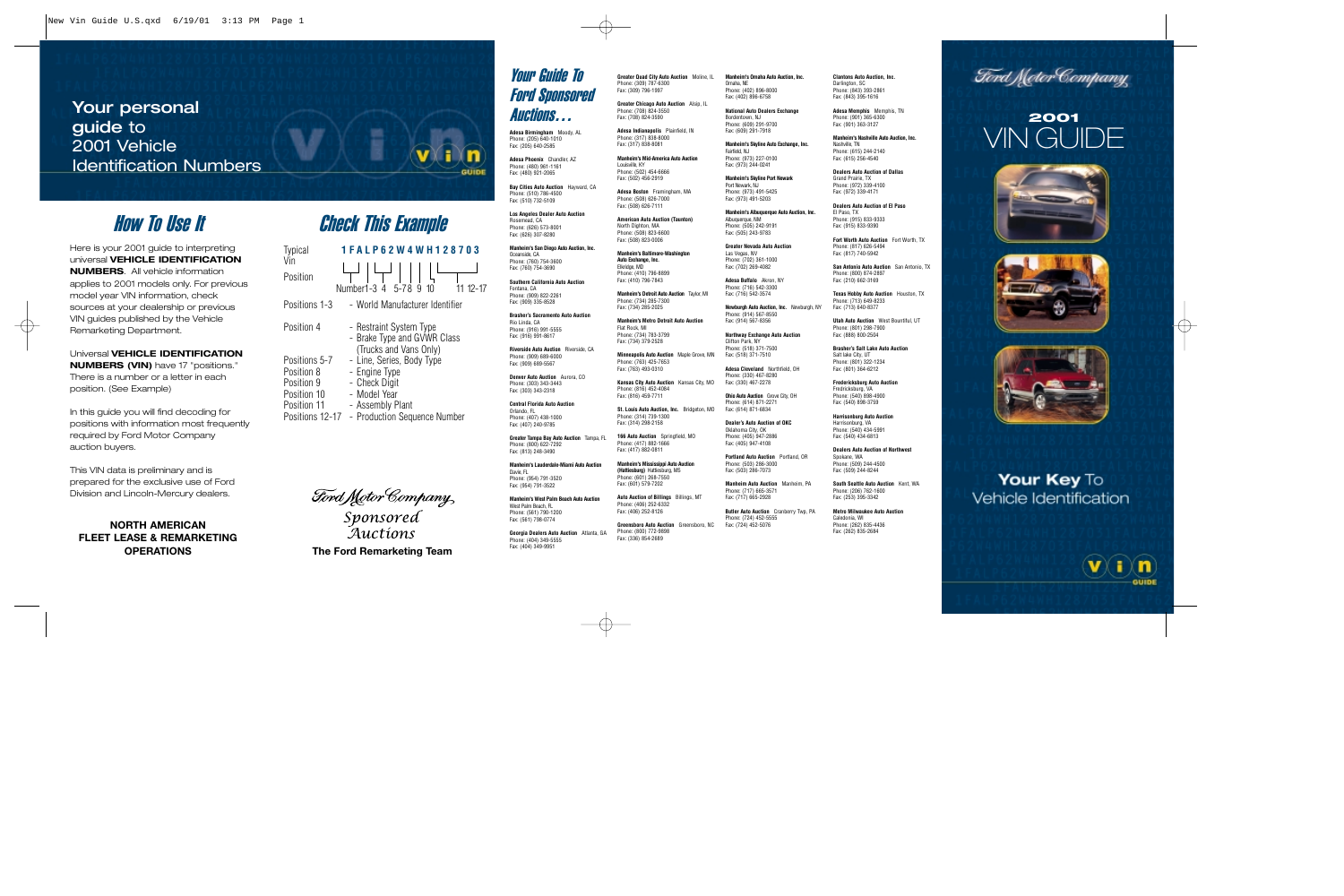# Your personal guide to 2001 Vehicle Identification Numbers

## How To Use It

Here is your 2001 guide to interpreting universal **VEHICLE IDENTIFICATION NUMBERS**. All vehicle information applies to 2001 models only. For previous model year VIN information, check sources at your dealership or previous VIN guides published by the Vehicle Remarketing Department.

Universal **VEHICLE IDENTIFICATION NUMBERS (VIN)** have 17 "positions." There is a number or a letter in each position. (See Example)

In this guide you will find decoding for positions with information most frequently required by Ford Motor Company auction buyers.

This VIN data is preliminary and is prepared for the exclusive use of Ford Division and Lincoln-Mercury dealers.

**NORTH AMERICAN FLEET LEASE & REMARKETING OPERATIONS**

## Check This Example

Typical Vin: **1 F A L P 6 2 W 4 W H 1 2 8 7 0 3**

Position Number: 1-3, 4, 5-7, 8, 9, 10, 11, 12-17

| | |
|---|---|
| Positions 1-3 | - World Manufacturer Identifier |
| Position 4 | - Restraint System Type<br>- Brake Type and GVWR Class (Trucks and Vans Only) |
| Positions 5-7 | - Line, Series, Body Type |
| Position 8 | - Engine Type |
| Position 9 | - Check Digit |
| Position 10 | - Model Year |
| Position 11 | - Assembly Plant |
| Positions 12-17 | - Production Sequence Number |

Ford Motor Company Sponsored Auctions

**The Ford Remarketing Team**

## Your Guide To Ford Sponsored Auctions...

**Adesa Birmingham** Moody, AL
Phone: (205) 640-1010
Fax: (205) 640-2585

**Adesa Phoenix** Chandler, AZ
Phone: (480) 961-1161
Fax: (480) 921-2065

**Bay Cities Auto Auction** Hayward, CA
Phone: (510) 786-4500
Fax: (510) 732-5109

**Los Angeles Dealer Auto Auction**
Rosemead, CA
Phone: (626) 573-8001
Fax: (626) 307-8280

**Manheim's San Diego Auto Auction, Inc.**
Oceanside, CA
Phone: (760) 754-3600
Fax: (760) 754-3690

**Southern California Auto Auction**
Fontana, CA
Phone: (909) 822-2261
Fax: (909) 335-8528

**Brasher's Sacramento Auto Auction**
Rio Linda, CA
Phone: (916) 991-5555
Fax: (916) 991-8617

**Riverside Auto Auction** Riverside, CA
Phone: (909) 689-6000
Fax: (909) 689-5567

**Denver Auto Auction** Aurora, CO
Phone: (303) 343-3443
Fax: (303) 343-2318

**Central Florida Auto Auction**
Orlando, FL
Phone: (407) 438-1000
Fax: (407) 240-9785

**Greater Tampa Bay Auto Auction** Tampa, FL
Phone: (800) 622-7292
Fax: (813) 248-3490

**Manheim's Lauderdale-Miami Auto Auction**
Davie, FL
Phone: (954) 791-3520
Fax: (954) 791-3522

**Manheim's West Palm Beach Auto Auction**
West Palm Beach, FL
Phone: (561) 790-1200
Fax: (561) 798-0774

**Georgia Dealers Auto Auction** Atlanta, GA
Phone: (404) 349-5555
Fax: (404) 349-9951

**Greater Quad City Auto Auction** Moline, IL
Phone: (309) 787-6300
Fax: (309) 796-1997

**Greater Chicago Auto Auction** Alsip, IL
Phone: (708) 824-3550
Fax: (708) 824-3590

**Adesa Indianapolis** Plainfield, IN
Phone: (317) 838-8000
Fax: (317) 838-8081

**Manheim's Mid-America Auto Auction**
Louisville, KY
Phone: (502) 454-6666
Fax: (502) 456-2919

**Adesa Boston** Framingham, MA
Phone: (508) 626-7000
Fax: (508) 626-7111

**American Auto Auction (Taunton)**
North Dighton, MA
Phone: (508) 823-6600
Fax: (508) 823-0006

**Manheim's Baltimore-Washington Auto Exchange, Inc.**
Elkridge, MD
Phone: (410) 796-8899
Fax: (410) 796-7843

**Manheim's Detroit Auto Auction** Taylor, MI
Phone: (734) 285-7300
Fax: (734) 285-2025

**Manheim's Metro Detroit Auto Auction**
Flat Rock, MI
Phone: (734) 783-3799
Fax: (734) 379-2528

**Minneapolis Auto Auction** Maple Grove, MN
Phone: (763) 425-7653
Fax: (763) 493-0310

**Kansas City Auto Auction** Kansas City, MO
Phone: (816) 452-4084
Fax: (816) 459-7711

**St. Louis Auto Auction, Inc.** Bridgeton, MO
Phone: (314) 739-1300
Fax: (314) 298-2158

**166 Auto Auction** Springfield, MO
Phone: (417) 882-1666
Fax: (417) 882-0811

**Manheim's Mississippi Auto Auction (Hattiesburg)** Hattiesburg, MS
Phone: (601) 268-7550
Fax: (601) 579-7202

**Auto Auction of Billings** Billings, MT
Phone: (406) 252-6332
Fax: (406) 252-8126

**Greensboro Auto Auction** Greensboro, NC
Phone: (800) 772-9898
Fax: (336) 854-2689

**Manheim's Omaha Auto Auction, Inc.**
Omaha, NE
Phone: (402) 896-8000
Fax: (402) 896-6758

**National Auto Dealers Exchange**
Bordentown, NJ
Phone: (609) 291-9700
Fax: (609) 291-7918

**Manheim's Skyline Auto Exchange, Inc.**
Fairfield, NJ
Phone: (973) 227-0100
Fax: (973) 244-0241

**Manheim's Skyline Port Newark**
Port Newark, NJ
Phone: (973) 491-5425
Fax: (973) 491-5203

**Manheim's Albuquerque Auto Auction, Inc.**
Albuquerque, NM
Phone: (505) 242-9191
Fax: (505) 243-9783

**Greater Nevada Auto Auction**
Las Vegas, NV
Phone: (702) 361-1000
Fax: (702) 269-4082

**Adesa Buffalo** Akron, NY
Phone: (716) 542-3300
Fax: (716) 542-3574

**Newburgh Auto Auction, Inc.** Newburgh, NY
Phone: (914) 567-8550
Fax: (914) 567-8356

**Northway Exchange Auto Auction**
Clifton Park, NY
Phone: (518) 371-7500
Fax: (518) 371-7510

**Adesa Cleveland** Northfield, OH
Phone: (330) 467-8280
Fax: (330) 467-2278

**Ohio Auto Auction** Grove City, OH
Phone: (614) 871-2771
Fax: (614) 871-6834

**Dealer's Auto Auction of OKC**
Oklahoma City, OK
Phone: (405) 947-2886
Fax: (405) 947-4108

**Portland Auto Auction** Portland, OR
Phone: (503) 286-3000
Fax: (503) 286-7073

**Manheim Auto Auction** Manheim, PA
Phone: (717) 665-3571
Fax: (717) 665-2928

**Butler Auto Auction** Cranberry Twp, PA
Phone: (724) 452-5555
Fax: (724) 452-5076

**Clantons Auto Auction, Inc.**
Darlington, SC
Phone: (843) 393-2861
Fax: (843) 395-1616

**Adesa Memphis** Memphis, TN
Phone: (901) 365-6300
Fax: (901) 363-3127

**Manheim's Nashville Auto Auction, Inc.**
Nashville, TN
Phone: (615) 244-2140
Fax: (615) 256-4540

**Dealers Auto Auction of Dallas**
Grand Prairie, TX
Phone: (972) 339-4100
Fax: (972) 339-4171

**Dealers Auto Auction of El Paso**
El Paso, TX
Phone: (915) 833-9333
Fax: (915) 833-9090

**Fort Worth Auto Auction** Fort Worth, TX
Phone: (817) 626-5494
Fax: (817) 740-5942

**San Antonio Auto Auction** San Antonio, TX
Phone: (800) 874-2897
Fax: (210) 662-3169

**Texas Hobby Auto Auction** Houston, TX
Phone: (713) 649-8233
Fax: (713) 640-8377

**Utah Auto Auction** West Bountiful, UT
Phone: (801) 298-7900
Fax: (888) 800-2504

**Brasher's Salt Lake Auto Auction**
Salt lake City, UT
Phone: (801) 322-1234
Fax: (801) 364-6212

**Fredericksburg Auto Auction**
Fredericksburg, VA
Phone: (540) 898-4900
Fax: (540) 898-3759

**Harrisonburg Auto Auction**
Harrisonburg, VA
Phone: (540) 434-5991
Fax: (540) 434-6813

**Dealers Auto Auction of Northwest**
Spokane, WA
Phone: (509) 244-4500
Fax: (509) 244-8244

**South Seattle Auto Auction** Kent, WA
Phone: (206) 762-1600
Fax: (253) 395-3342

**Metro Milwaukee Auto Auction**
Caledonia, WI
Phone: (262) 835-4436
Fax: (262) 835-2684

Ford Motor Company

# 2001 VIN GUIDE

## Your Key To Vehicle Identification